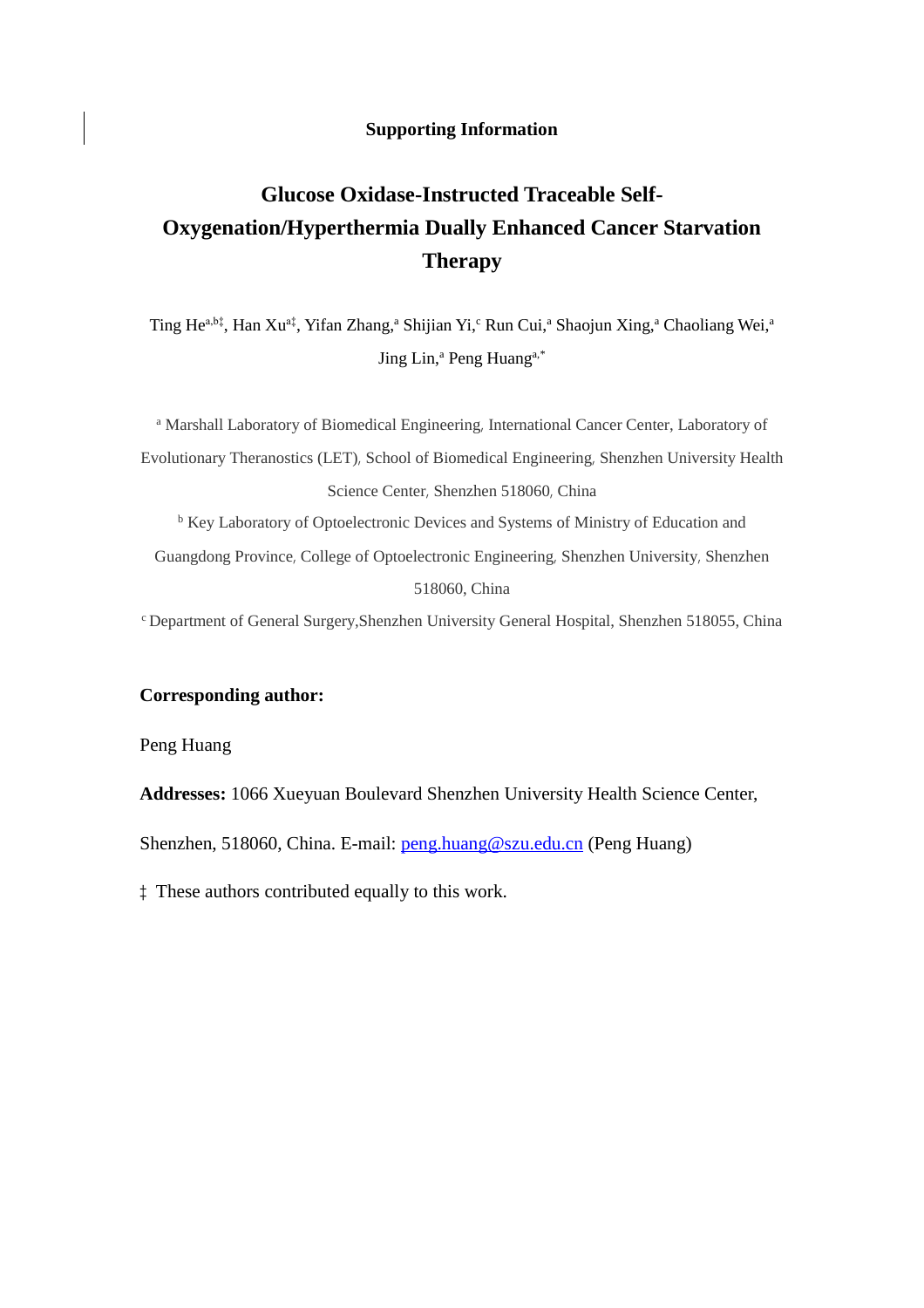**Supporting Information**

# Glucose Oxidase-Instructed Traceable Self-Oxygenation/Hyperthermia Dually Enhanced Cancer Starvation Therapy

Ting He[a,b‡], Han Xu[a‡], Yifan Zhang,[a] Shijian Yi,[c] Run Cui,[a] Shaojun Xing,[a] Chaoliang Wei,[a] Jing Lin,[a] Peng Huang[a,*]

[a] Marshall Laboratory of Biomedical Engineering, International Cancer Center, Laboratory of Evolutionary Theranostics (LET), School of Biomedical Engineering, Shenzhen University Health Science Center, Shenzhen 518060, China

[b] Key Laboratory of Optoelectronic Devices and Systems of Ministry of Education and Guangdong Province, College of Optoelectronic Engineering, Shenzhen University, Shenzhen 518060, China

[c] Department of General Surgery,Shenzhen University General Hospital, Shenzhen 518055, China

**Corresponding author:**

Peng Huang

**Addresses:** 1066 Xueyuan Boulevard Shenzhen University Health Science Center, Shenzhen, 518060, China. E-mail: peng.huang@szu.edu.cn (Peng Huang)

‡ These authors contributed equally to this work.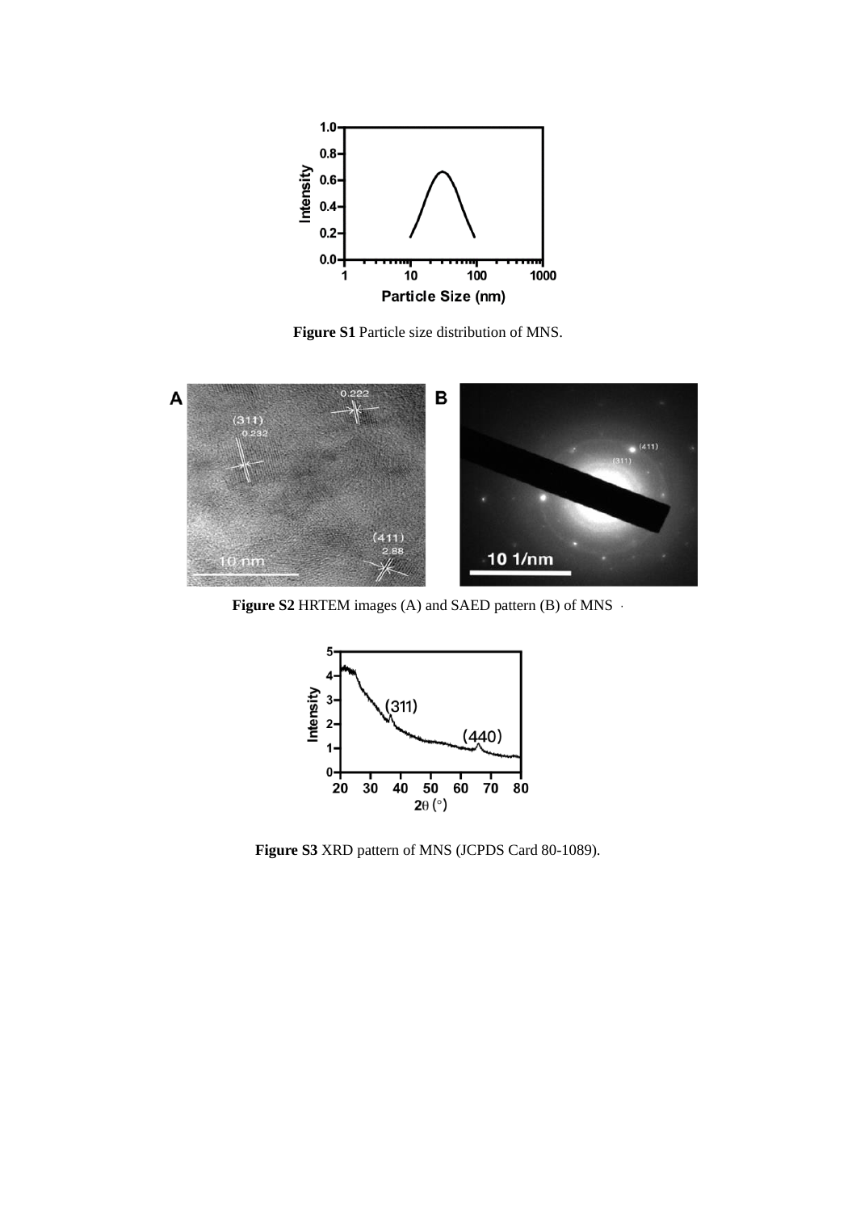**Figure S1** Particle size distribution of MNS.

**Figure S2** HRTEM images (A) and SAED pattern (B) of MNS.

**Figure S3** XRD pattern of MNS (JCPDS Card 80-1089).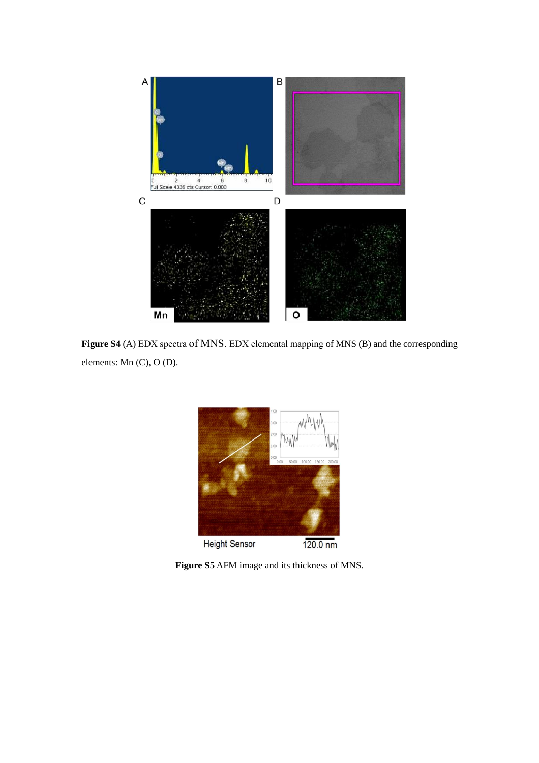**Figure S4** (A) EDX spectra of MNS. EDX elemental mapping of MNS (B) and the corresponding elements: Mn (C), O (D).

**Figure S5** AFM image and its thickness of MNS.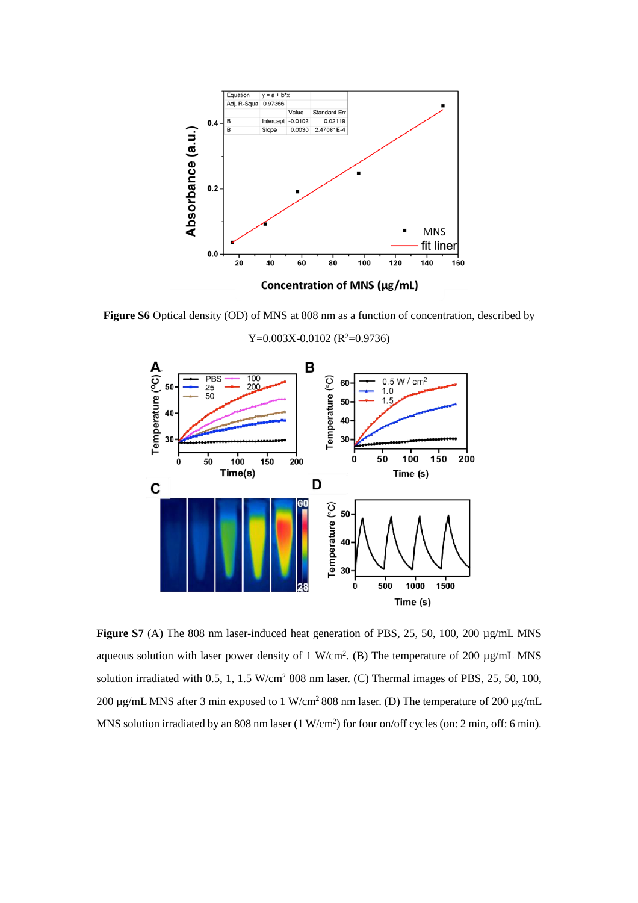**Figure S6** Optical density (OD) of MNS at 808 nm as a function of concentration, described by Y=0.003X-0.0102 ($R^2$=0.9736)

**Figure S7** (A) The 808 nm laser-induced heat generation of PBS, 25, 50, 100, 200 μg/mL MNS aqueous solution with laser power density of 1 W/cm$^2$. (B) The temperature of 200 μg/mL MNS solution irradiated with 0.5, 1, 1.5 W/cm$^2$ 808 nm laser. (C) Thermal images of PBS, 25, 50, 100, 200 μg/mL MNS after 3 min exposed to 1 W/cm$^2$ 808 nm laser. (D) The temperature of 200 μg/mL MNS solution irradiated by an 808 nm laser (1 W/cm$^2$) for four on/off cycles (on: 2 min, off: 6 min).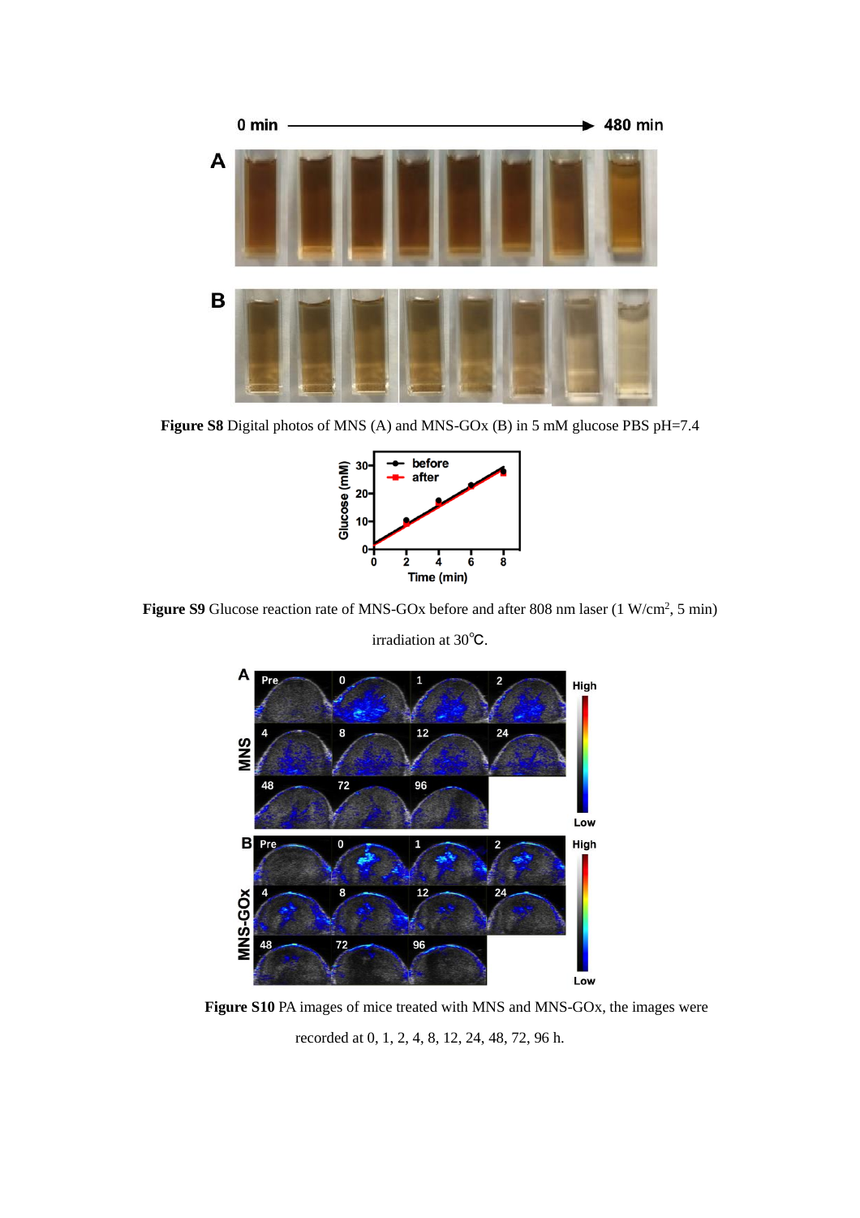**Figure S8** Digital photos of MNS (A) and MNS-GOx (B) in 5 mM glucose PBS pH=7.4

**Figure S9** Glucose reaction rate of MNS-GOx before and after 808 nm laser (1 W/cm$^2$, 5 min) irradiation at 30°C.

**Figure S10** PA images of mice treated with MNS and MNS-GOx, the images were recorded at 0, 1, 2, 4, 8, 12, 24, 48, 72, 96 h.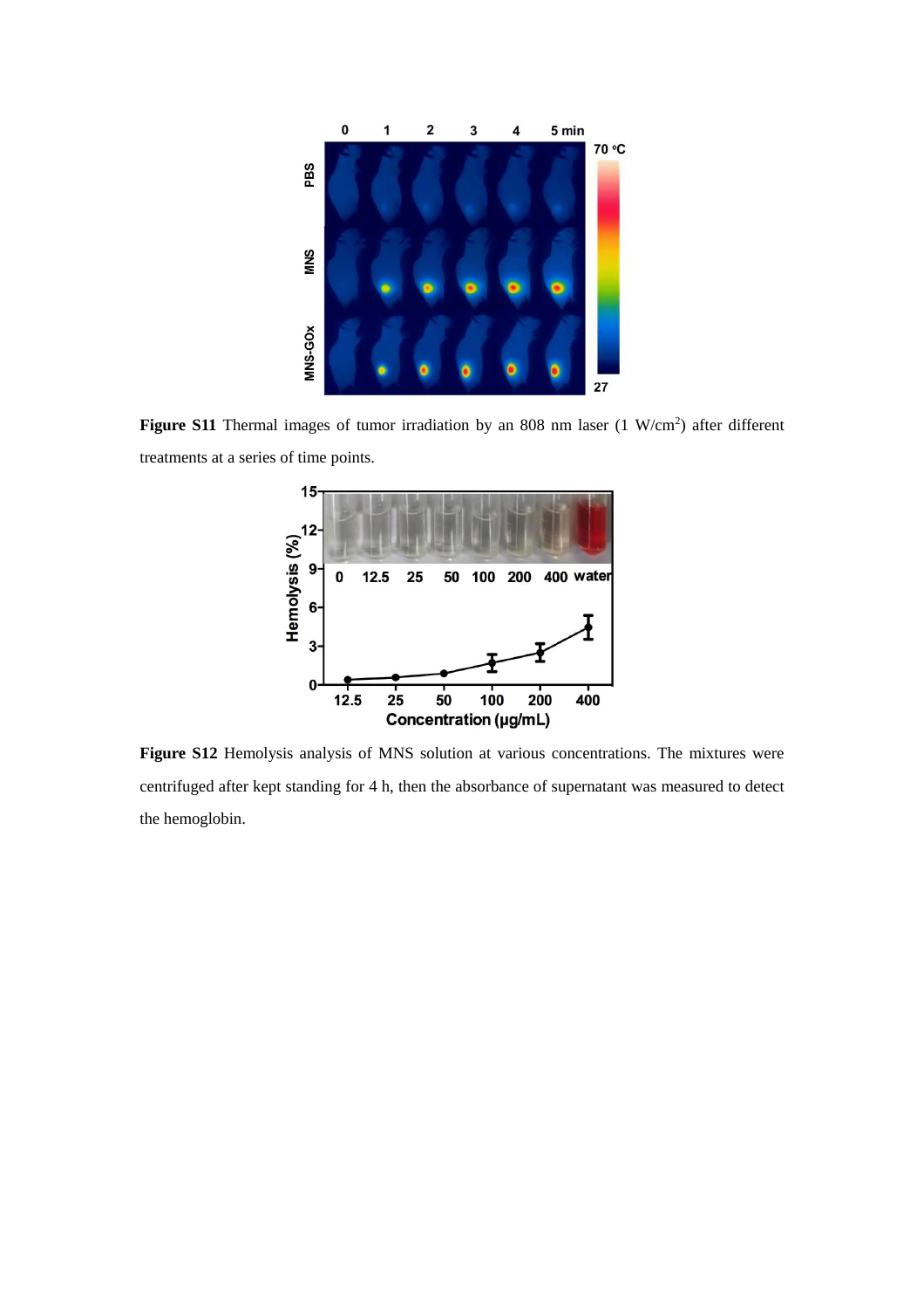**Figure S11** Thermal images of tumor irradiation by an 808 nm laser (1 W/cm$^2$) after different treatments at a series of time points.

**Figure S12** Hemolysis analysis of MNS solution at various concentrations. The mixtures were centrifuged after kept standing for 4 h, then the absorbance of supernatant was measured to detect the hemoglobin.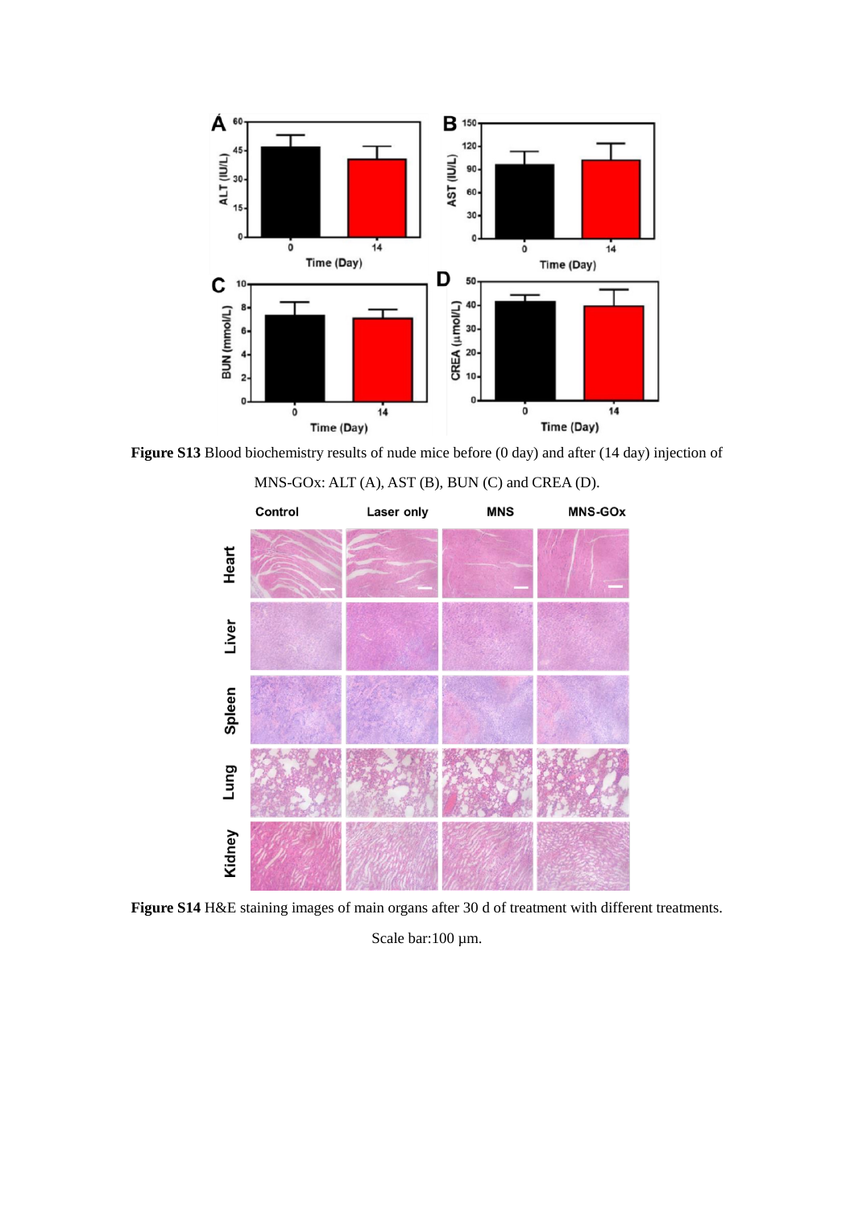A
ALT (IU/L)
60
45
30
15
0
0
14
Time (Day)

B
AST (IU/L)
150
120
90
60
30
0
0
14
Time (Day)

C
BUN (mmol/L)
10
8
6
4
2
0
0
14
Time (Day)

D
CREA (μmol/L)
50
40
30
20
10
0
0
14
Time (Day)

**Figure S13** Blood biochemistry results of nude mice before (0 day) and after (14 day) injection of MNS-GOx: ALT (A), AST (B), BUN (C) and CREA (D).

Control
Laser only
MNS
MNS-GOx
Heart
Liver
Spleen
Lung
Kidney

**Figure S14** H&E staining images of main organs after 30 d of treatment with different treatments. Scale bar:100 μm.